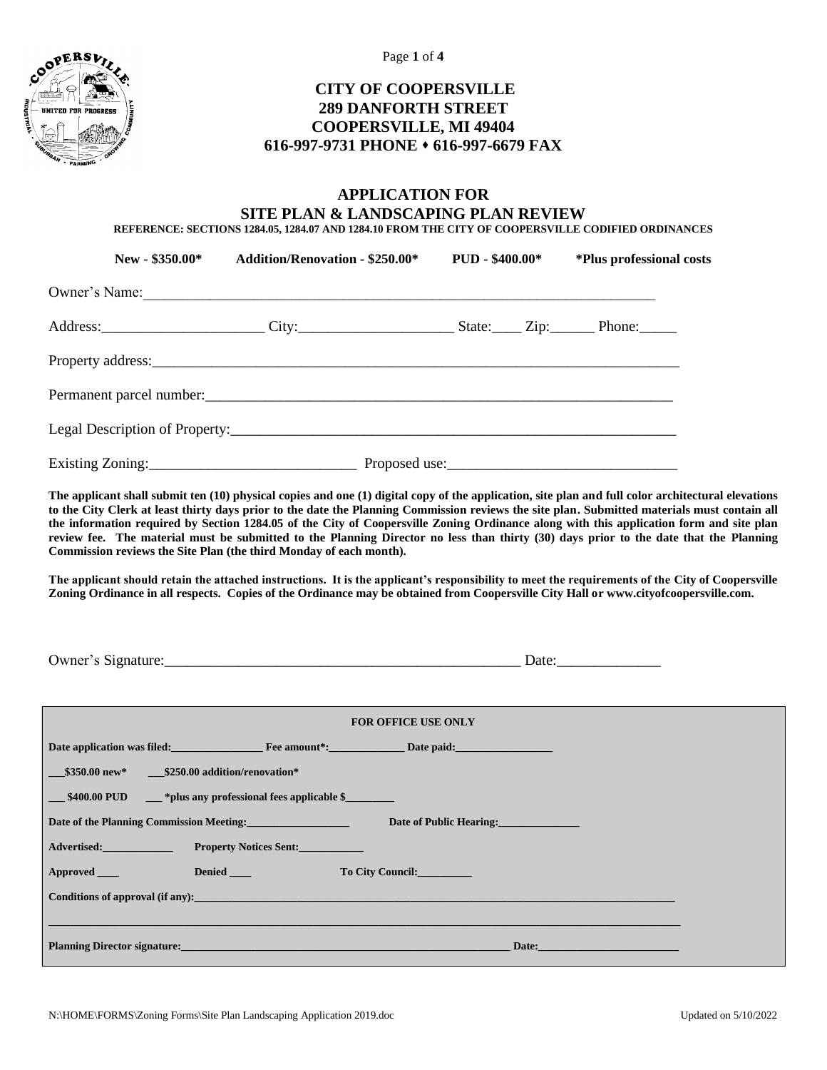# CITY OF COOPERSVILLE

**289 DANFORTH STREET**
**COOPERSVILLE, MI 49404**
**616-997-9731 PHONE ⬩ 616-997-6679 FAX**

## APPLICATION FOR SITE PLAN & LANDSCAPING PLAN REVIEW

**REFERENCE: SECTIONS 1284.05, 1284.07 AND 1284.10 FROM THE CITY OF COOPERSVILLE CODIFIED ORDINANCES**

**New - $350.00*** **Addition/Renovation - $250.00*** **PUD - $400.00*** ***Plus professional costs**

Owner's Name:___________________________________________________________________

Address:______________________ City:_____________________ State:____ Zip:______ Phone:_____

Property address:________________________________________________________________

Permanent parcel number:__________________________________________________________

Legal Description of Property:______________________________________________________

Existing Zoning:___________________________ Proposed use:______________________________

**The applicant shall submit ten (10) physical copies and one (1) digital copy of the application, site plan and full color architectural elevations to the City Clerk at least thirty days prior to the date the Planning Commission reviews the site plan. Submitted materials must contain all the information required by Section 1284.05 of the City of Coopersville Zoning Ordinance along with this application form and site plan review fee. The material must be submitted to the Planning Director no less than thirty (30) days prior to the date that the Planning Commission reviews the Site Plan (the third Monday of each month).**

**The applicant should retain the attached instructions. It is the applicant's responsibility to meet the requirements of the City of Coopersville Zoning Ordinance in all respects. Copies of the Ordinance may be obtained from Coopersville City Hall or www.cityofcoopersville.com.**

Owner's Signature:________________________________________________ Date:______________

---

**FOR OFFICE USE ONLY**

**Date application was filed:_________________ Fee amount*:______________ Date paid:__________________**

**___$350.00 new*** **___$250.00 addition/renovation***

**___ $400.00 PUD** **___ *plus any professional fees applicable $_________**

**Date of the Planning Commission Meeting:___________________** **Date of Public Hearing:_______________**

**Advertised:_____________** **Property Notices Sent:____________**

**Approved ____** **Denied ____** **To City Council:__________**

**Conditions of approval (if any):_____________________________________________________________________**

**_____________________________________________________________________________________________**

**Planning Director signature:_______________________________________________ Date:__________________________**

---

N:\HOME\FORMS\Zoning Forms\Site Plan Landscaping Application 2019.doc

Updated on 5/10/2022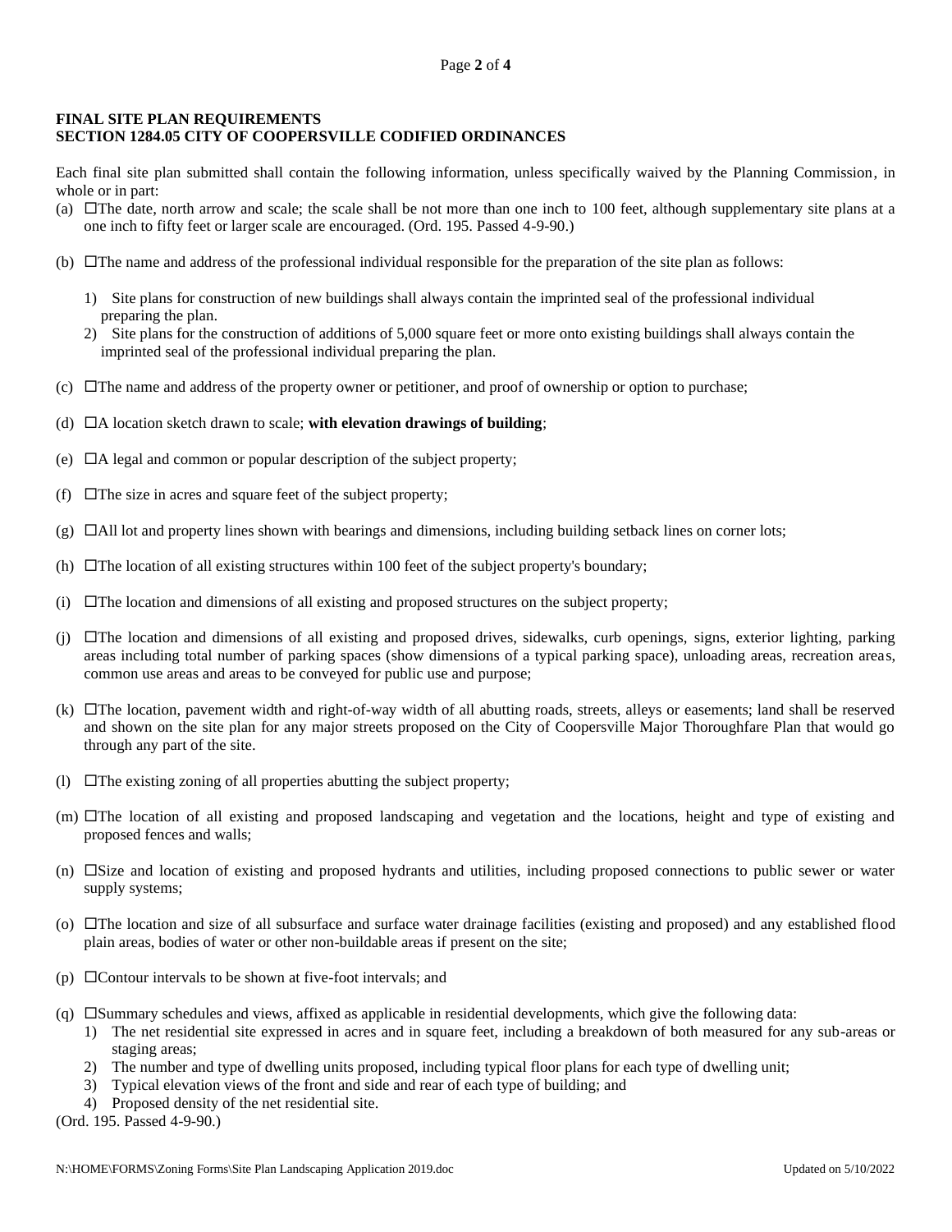**FINAL SITE PLAN REQUIREMENTS**
**SECTION 1284.05 CITY OF COOPERSVILLE CODIFIED ORDINANCES**

Each final site plan submitted shall contain the following information, unless specifically waived by the Planning Commission, in whole or in part:

(a) ☐The date, north arrow and scale; the scale shall be not more than one inch to 100 feet, although supplementary site plans at a one inch to fifty feet or larger scale are encouraged. (Ord. 195. Passed 4-9-90.)

(b) ☐The name and address of the professional individual responsible for the preparation of the site plan as follows:

1) Site plans for construction of new buildings shall always contain the imprinted seal of the professional individual preparing the plan.
2) Site plans for the construction of additions of 5,000 square feet or more onto existing buildings shall always contain the imprinted seal of the professional individual preparing the plan.

(c) ☐The name and address of the property owner or petitioner, and proof of ownership or option to purchase;

(d) ☐A location sketch drawn to scale; **with elevation drawings of building**;

(e) ☐A legal and common or popular description of the subject property;

(f) ☐The size in acres and square feet of the subject property;

(g) ☐All lot and property lines shown with bearings and dimensions, including building setback lines on corner lots;

(h) ☐The location of all existing structures within 100 feet of the subject property's boundary;

(i) ☐The location and dimensions of all existing and proposed structures on the subject property;

(j) ☐The location and dimensions of all existing and proposed drives, sidewalks, curb openings, signs, exterior lighting, parking areas including total number of parking spaces (show dimensions of a typical parking space), unloading areas, recreation areas, common use areas and areas to be conveyed for public use and purpose;

(k) ☐The location, pavement width and right-of-way width of all abutting roads, streets, alleys or easements; land shall be reserved and shown on the site plan for any major streets proposed on the City of Coopersville Major Thoroughfare Plan that would go through any part of the site.

(l) ☐The existing zoning of all properties abutting the subject property;

(m) ☐The location of all existing and proposed landscaping and vegetation and the locations, height and type of existing and proposed fences and walls;

(n) ☐Size and location of existing and proposed hydrants and utilities, including proposed connections to public sewer or water supply systems;

(o) ☐The location and size of all subsurface and surface water drainage facilities (existing and proposed) and any established flood plain areas, bodies of water or other non-buildable areas if present on the site;

(p) ☐Contour intervals to be shown at five-foot intervals; and

(q) ☐Summary schedules and views, affixed as applicable in residential developments, which give the following data:

1) The net residential site expressed in acres and in square feet, including a breakdown of both measured for any sub-areas or staging areas;
2) The number and type of dwelling units proposed, including typical floor plans for each type of dwelling unit;
3) Typical elevation views of the front and side and rear of each type of building; and
4) Proposed density of the net residential site.

(Ord. 195. Passed 4-9-90.)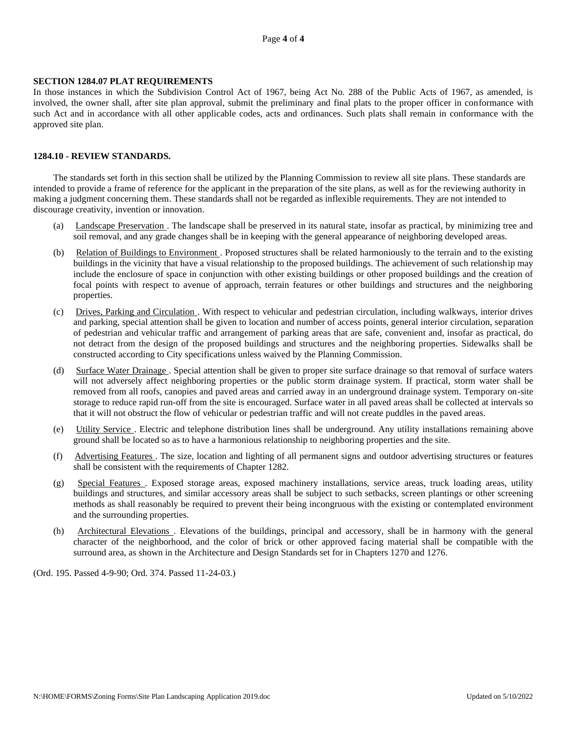### SECTION 1284.07 PLAT REQUIREMENTS

In those instances in which the Subdivision Control Act of 1967, being Act No. 288 of the Public Acts of 1967, as amended, is involved, the owner shall, after site plan approval, submit the preliminary and final plats to the proper officer in conformance with such Act and in accordance with all other applicable codes, acts and ordinances. Such plats shall remain in conformance with the approved site plan.

### 1284.10 - REVIEW STANDARDS.

The standards set forth in this section shall be utilized by the Planning Commission to review all site plans. These standards are intended to provide a frame of reference for the applicant in the preparation of the site plans, as well as for the reviewing authority in making a judgment concerning them. These standards shall not be regarded as inflexible requirements. They are not intended to discourage creativity, invention or innovation.

(a) Landscape Preservation . The landscape shall be preserved in its natural state, insofar as practical, by minimizing tree and soil removal, and any grade changes shall be in keeping with the general appearance of neighboring developed areas.

(b) Relation of Buildings to Environment . Proposed structures shall be related harmoniously to the terrain and to the existing buildings in the vicinity that have a visual relationship to the proposed buildings. The achievement of such relationship may include the enclosure of space in conjunction with other existing buildings or other proposed buildings and the creation of focal points with respect to avenue of approach, terrain features or other buildings and structures and the neighboring properties.

(c) Drives, Parking and Circulation . With respect to vehicular and pedestrian circulation, including walkways, interior drives and parking, special attention shall be given to location and number of access points, general interior circulation, separation of pedestrian and vehicular traffic and arrangement of parking areas that are safe, convenient and, insofar as practical, do not detract from the design of the proposed buildings and structures and the neighboring properties. Sidewalks shall be constructed according to City specifications unless waived by the Planning Commission.

(d) Surface Water Drainage . Special attention shall be given to proper site surface drainage so that removal of surface waters will not adversely affect neighboring properties or the public storm drainage system. If practical, storm water shall be removed from all roofs, canopies and paved areas and carried away in an underground drainage system. Temporary on-site storage to reduce rapid run-off from the site is encouraged. Surface water in all paved areas shall be collected at intervals so that it will not obstruct the flow of vehicular or pedestrian traffic and will not create puddles in the paved areas.

(e) Utility Service . Electric and telephone distribution lines shall be underground. Any utility installations remaining above ground shall be located so as to have a harmonious relationship to neighboring properties and the site.

(f) Advertising Features . The size, location and lighting of all permanent signs and outdoor advertising structures or features shall be consistent with the requirements of Chapter 1282.

(g) Special Features . Exposed storage areas, exposed machinery installations, service areas, truck loading areas, utility buildings and structures, and similar accessory areas shall be subject to such setbacks, screen plantings or other screening methods as shall reasonably be required to prevent their being incongruous with the existing or contemplated environment and the surrounding properties.

(h) Architectural Elevations . Elevations of the buildings, principal and accessory, shall be in harmony with the general character of the neighborhood, and the color of brick or other approved facing material shall be compatible with the surround area, as shown in the Architecture and Design Standards set for in Chapters 1270 and 1276.

(Ord. 195. Passed 4-9-90; Ord. 374. Passed 11-24-03.)